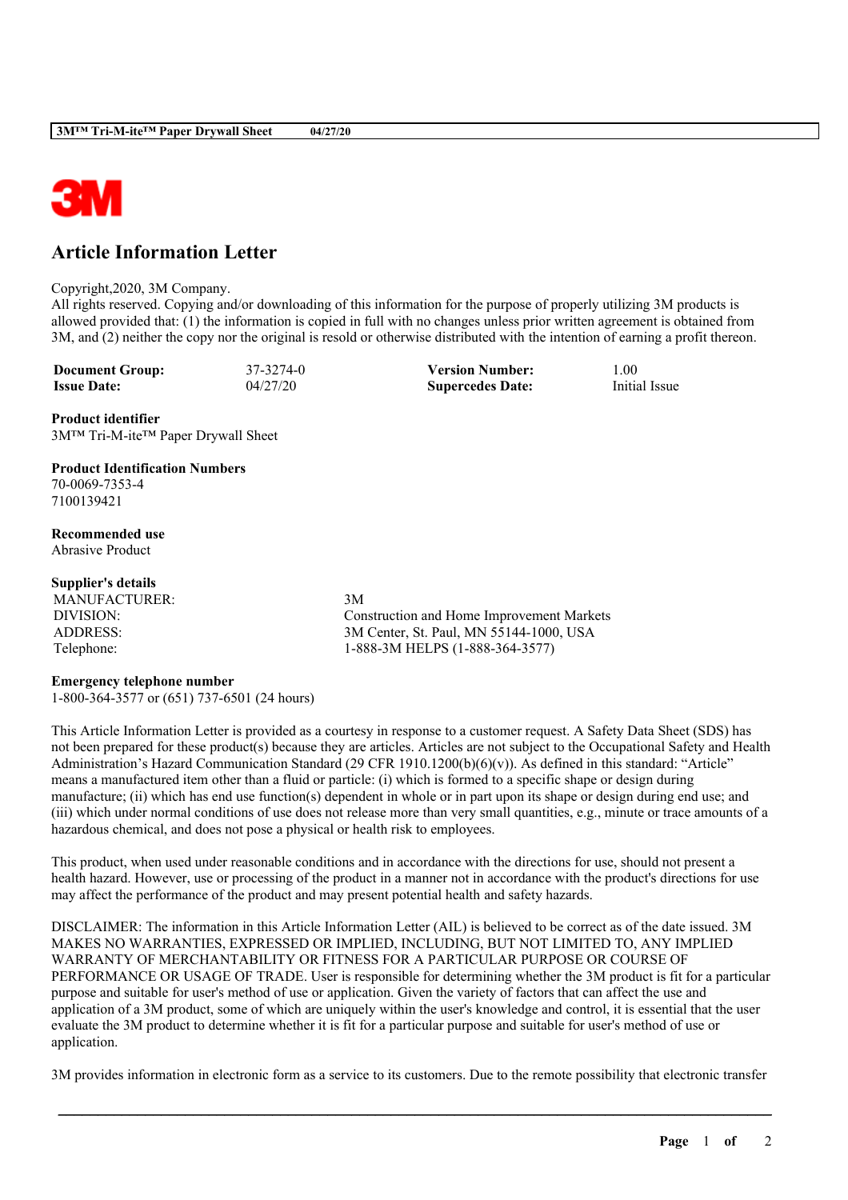# Article Information Letter

Copyright,2020, 3M Company.
All rights reserved. Copying and/or downloading of this information for the purpose of properly utilizing 3M products is allowed provided that: (1) the information is copied in full with no changes unless prior written agreement is obtained from 3M, and (2) neither the copy nor the original is resold or otherwise distributed with the intention of earning a profit thereon.

| | | | |
|---|---|---|---|
| **Document Group:** | 37-3274-0 | **Version Number:** | 1.00 |
| **Issue Date:** | 04/27/20 | **Supercedes Date:** | Initial Issue |

**Product identifier**
3M™ Tri-M-ite™ Paper Drywall Sheet

**Product Identification Numbers**
70-0069-7353-4
7100139421

**Recommended use**
Abrasive Product

**Supplier's details**

| | |
|---|---|
| MANUFACTURER: | 3M |
| DIVISION: | Construction and Home Improvement Markets |
| ADDRESS: | 3M Center, St. Paul, MN 55144-1000, USA |
| Telephone: | 1-888-3M HELPS (1-888-364-3577) |

**Emergency telephone number**
1-800-364-3577 or (651) 737-6501 (24 hours)

This Article Information Letter is provided as a courtesy in response to a customer request. A Safety Data Sheet (SDS) has not been prepared for these product(s) because they are articles. Articles are not subject to the Occupational Safety and Health Administration's Hazard Communication Standard (29 CFR 1910.1200(b)(6)(v)). As defined in this standard: "Article" means a manufactured item other than a fluid or particle: (i) which is formed to a specific shape or design during manufacture; (ii) which has end use function(s) dependent in whole or in part upon its shape or design during end use; and (iii) which under normal conditions of use does not release more than very small quantities, e.g., minute or trace amounts of a hazardous chemical, and does not pose a physical or health risk to employees.

This product, when used under reasonable conditions and in accordance with the directions for use, should not present a health hazard. However, use or processing of the product in a manner not in accordance with the product's directions for use may affect the performance of the product and may present potential health and safety hazards.

DISCLAIMER: The information in this Article Information Letter (AIL) is believed to be correct as of the date issued. 3M MAKES NO WARRANTIES, EXPRESSED OR IMPLIED, INCLUDING, BUT NOT LIMITED TO, ANY IMPLIED WARRANTY OF MERCHANTABILITY OR FITNESS FOR A PARTICULAR PURPOSE OR COURSE OF PERFORMANCE OR USAGE OF TRADE. User is responsible for determining whether the 3M product is fit for a particular purpose and suitable for user's method of use or application. Given the variety of factors that can affect the use and application of a 3M product, some of which are uniquely within the user's knowledge and control, it is essential that the user evaluate the 3M product to determine whether it is fit for a particular purpose and suitable for user's method of use or application.

3M provides information in electronic form as a service to its customers. Due to the remote possibility that electronic transfer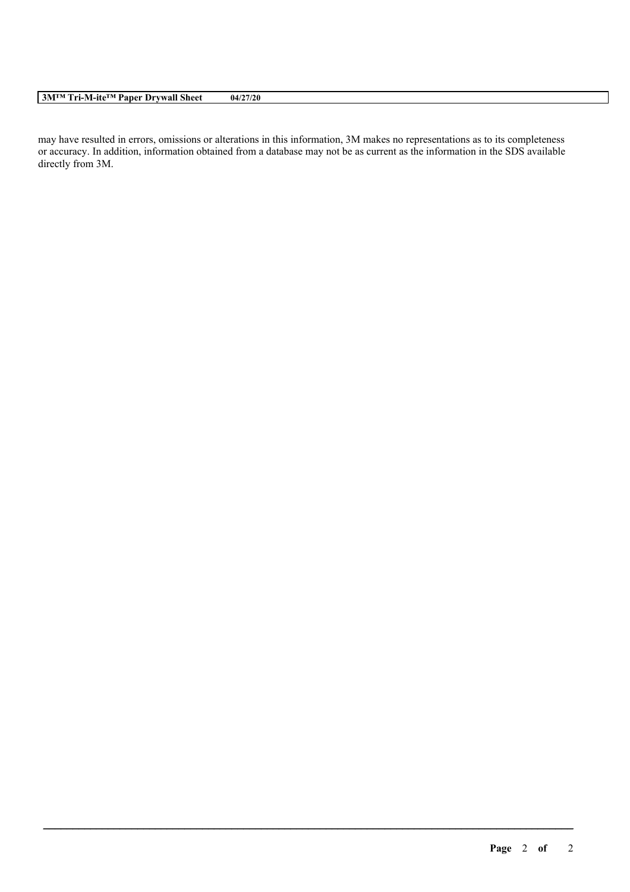may have resulted in errors, omissions or alterations in this information, 3M makes no representations as to its completeness or accuracy. In addition, information obtained from a database may not be as current as the information in the SDS available directly from 3M.